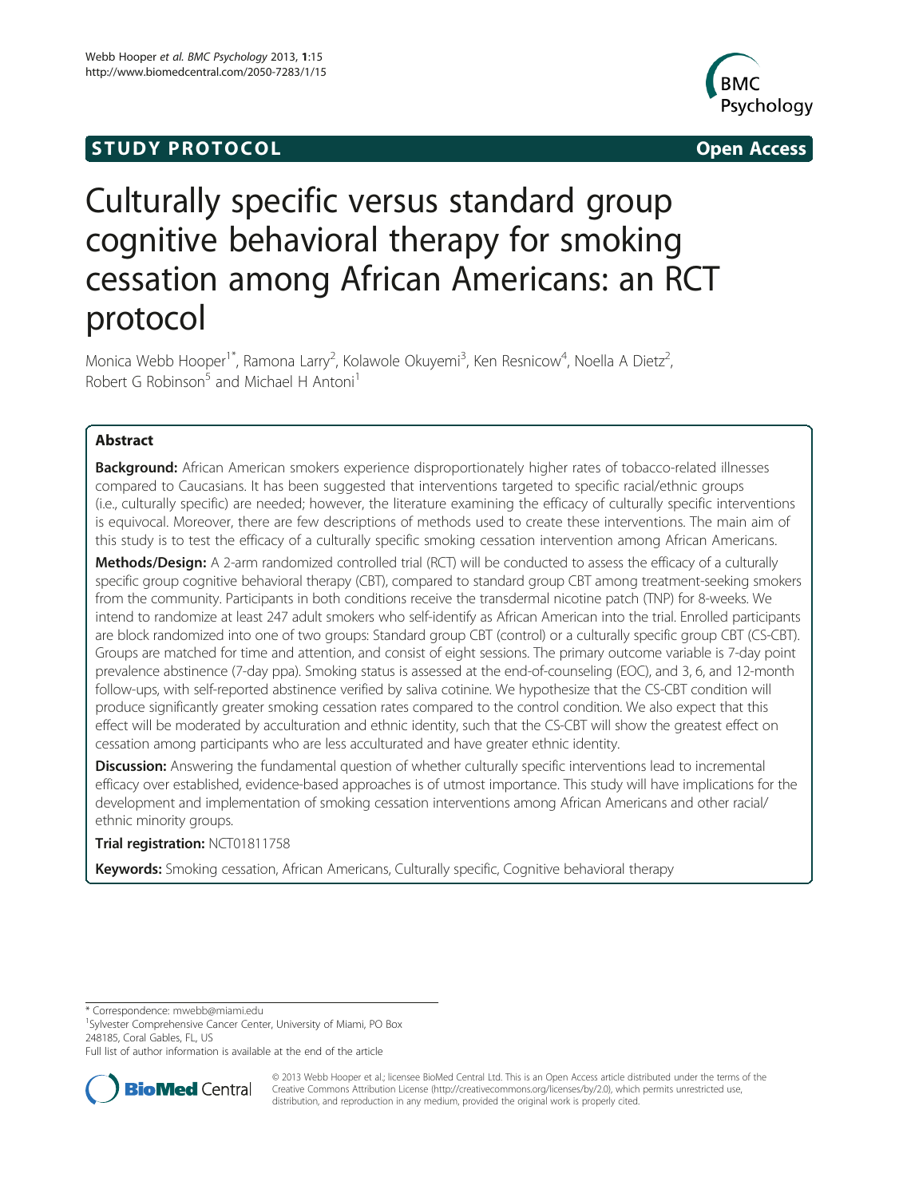**STUDY PROTOCOL** **Open Access**

# Culturally specific versus standard group cognitive behavioral therapy for smoking cessation among African Americans: an RCT protocol

Monica Webb Hooper[1*], Ramona Larry[2], Kolawole Okuyemi[3], Ken Resnicow[4], Noella A Dietz[2], Robert G Robinson[5] and Michael H Antoni[1]

## Abstract

**Background:** African American smokers experience disproportionately higher rates of tobacco-related illnesses compared to Caucasians. It has been suggested that interventions targeted to specific racial/ethnic groups (i.e., culturally specific) are needed; however, the literature examining the efficacy of culturally specific interventions is equivocal. Moreover, there are few descriptions of methods used to create these interventions. The main aim of this study is to test the efficacy of a culturally specific smoking cessation intervention among African Americans.

**Methods/Design:** A 2-arm randomized controlled trial (RCT) will be conducted to assess the efficacy of a culturally specific group cognitive behavioral therapy (CBT), compared to standard group CBT among treatment-seeking smokers from the community. Participants in both conditions receive the transdermal nicotine patch (TNP) for 8-weeks. We intend to randomize at least 247 adult smokers who self-identify as African American into the trial. Enrolled participants are block randomized into one of two groups: Standard group CBT (control) or a culturally specific group CBT (CS-CBT). Groups are matched for time and attention, and consist of eight sessions. The primary outcome variable is 7-day point prevalence abstinence (7-day ppa). Smoking status is assessed at the end-of-counseling (EOC), and 3, 6, and 12-month follow-ups, with self-reported abstinence verified by saliva cotinine. We hypothesize that the CS-CBT condition will produce significantly greater smoking cessation rates compared to the control condition. We also expect that this effect will be moderated by acculturation and ethnic identity, such that the CS-CBT will show the greatest effect on cessation among participants who are less acculturated and have greater ethnic identity.

**Discussion:** Answering the fundamental question of whether culturally specific interventions lead to incremental efficacy over established, evidence-based approaches is of utmost importance. This study will have implications for the development and implementation of smoking cessation interventions among African Americans and other racial/ethnic minority groups.

**Trial registration:** NCT01811758

**Keywords:** Smoking cessation, African Americans, Culturally specific, Cognitive behavioral therapy

---

\* Correspondence: mwebb@miami.edu

[1]Sylvester Comprehensive Cancer Center, University of Miami, PO Box 248185, Coral Gables, FL, US

Full list of author information is available at the end of the article

© 2013 Webb Hooper et al.; licensee BioMed Central Ltd. This is an Open Access article distributed under the terms of the Creative Commons Attribution License (http://creativecommons.org/licenses/by/2.0), which permits unrestricted use, distribution, and reproduction in any medium, provided the original work is properly cited.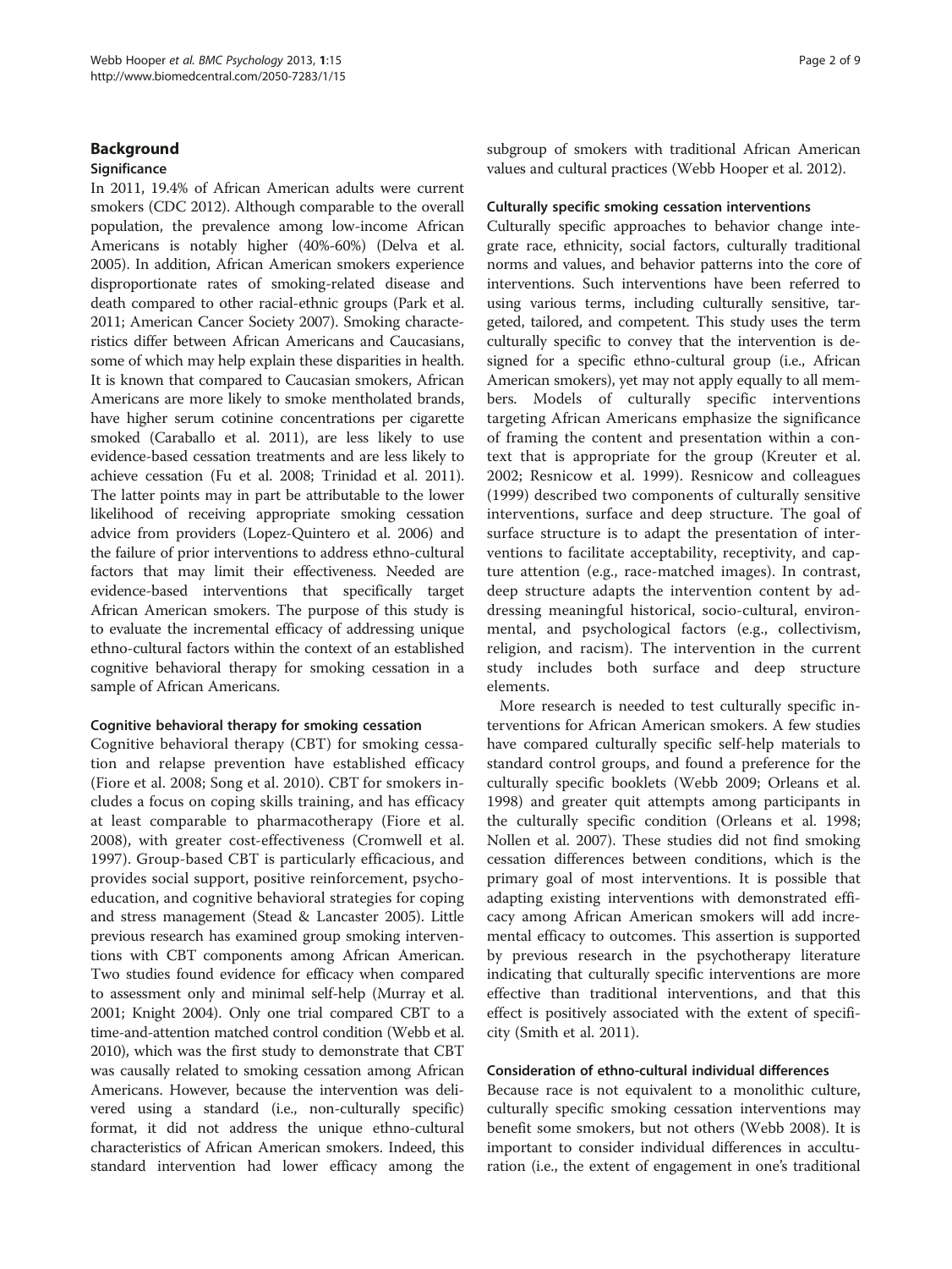## Background

### Significance

In 2011, 19.4% of African American adults were current smokers (CDC 2012). Although comparable to the overall population, the prevalence among low-income African Americans is notably higher (40%-60%) (Delva et al. 2005). In addition, African American smokers experience disproportionate rates of smoking-related disease and death compared to other racial-ethnic groups (Park et al. 2011; American Cancer Society 2007). Smoking characteristics differ between African Americans and Caucasians, some of which may help explain these disparities in health. It is known that compared to Caucasian smokers, African Americans are more likely to smoke mentholated brands, have higher serum cotinine concentrations per cigarette smoked (Caraballo et al. 2011), are less likely to use evidence-based cessation treatments and are less likely to achieve cessation (Fu et al. 2008; Trinidad et al. 2011). The latter points may in part be attributable to the lower likelihood of receiving appropriate smoking cessation advice from providers (Lopez-Quintero et al. 2006) and the failure of prior interventions to address ethno-cultural factors that may limit their effectiveness. Needed are evidence-based interventions that specifically target African American smokers. The purpose of this study is to evaluate the incremental efficacy of addressing unique ethno-cultural factors within the context of an established cognitive behavioral therapy for smoking cessation in a sample of African Americans.

#### Cognitive behavioral therapy for smoking cessation

Cognitive behavioral therapy (CBT) for smoking cessation and relapse prevention have established efficacy (Fiore et al. 2008; Song et al. 2010). CBT for smokers includes a focus on coping skills training, and has efficacy at least comparable to pharmacotherapy (Fiore et al. 2008), with greater cost-effectiveness (Cromwell et al. 1997). Group-based CBT is particularly efficacious, and provides social support, positive reinforcement, psychoeducation, and cognitive behavioral strategies for coping and stress management (Stead & Lancaster 2005). Little previous research has examined group smoking interventions with CBT components among African American. Two studies found evidence for efficacy when compared to assessment only and minimal self-help (Murray et al. 2001; Knight 2004). Only one trial compared CBT to a time-and-attention matched control condition (Webb et al. 2010), which was the first study to demonstrate that CBT was causally related to smoking cessation among African Americans. However, because the intervention was delivered using a standard (i.e., non-culturally specific) format, it did not address the unique ethno-cultural characteristics of African American smokers. Indeed, this standard intervention had lower efficacy among the subgroup of smokers with traditional African American values and cultural practices (Webb Hooper et al. 2012).

#### Culturally specific smoking cessation interventions

Culturally specific approaches to behavior change integrate race, ethnicity, social factors, culturally traditional norms and values, and behavior patterns into the core of interventions. Such interventions have been referred to using various terms, including culturally sensitive, targeted, tailored, and competent. This study uses the term culturally specific to convey that the intervention is designed for a specific ethno-cultural group (i.e., African American smokers), yet may not apply equally to all members. Models of culturally specific interventions targeting African Americans emphasize the significance of framing the content and presentation within a context that is appropriate for the group (Kreuter et al. 2002; Resnicow et al. 1999). Resnicow and colleagues (1999) described two components of culturally sensitive interventions, surface and deep structure. The goal of surface structure is to adapt the presentation of interventions to facilitate acceptability, receptivity, and capture attention (e.g., race-matched images). In contrast, deep structure adapts the intervention content by addressing meaningful historical, socio-cultural, environmental, and psychological factors (e.g., collectivism, religion, and racism). The intervention in the current study includes both surface and deep structure elements.

More research is needed to test culturally specific interventions for African American smokers. A few studies have compared culturally specific self-help materials to standard control groups, and found a preference for the culturally specific booklets (Webb 2009; Orleans et al. 1998) and greater quit attempts among participants in the culturally specific condition (Orleans et al. 1998; Nollen et al. 2007). These studies did not find smoking cessation differences between conditions, which is the primary goal of most interventions. It is possible that adapting existing interventions with demonstrated efficacy among African American smokers will add incremental efficacy to outcomes. This assertion is supported by previous research in the psychotherapy literature indicating that culturally specific interventions are more effective than traditional interventions, and that this effect is positively associated with the extent of specificity (Smith et al. 2011).

#### Consideration of ethno-cultural individual differences

Because race is not equivalent to a monolithic culture, culturally specific smoking cessation interventions may benefit some smokers, but not others (Webb 2008). It is important to consider individual differences in acculturation (i.e., the extent of engagement in one's traditional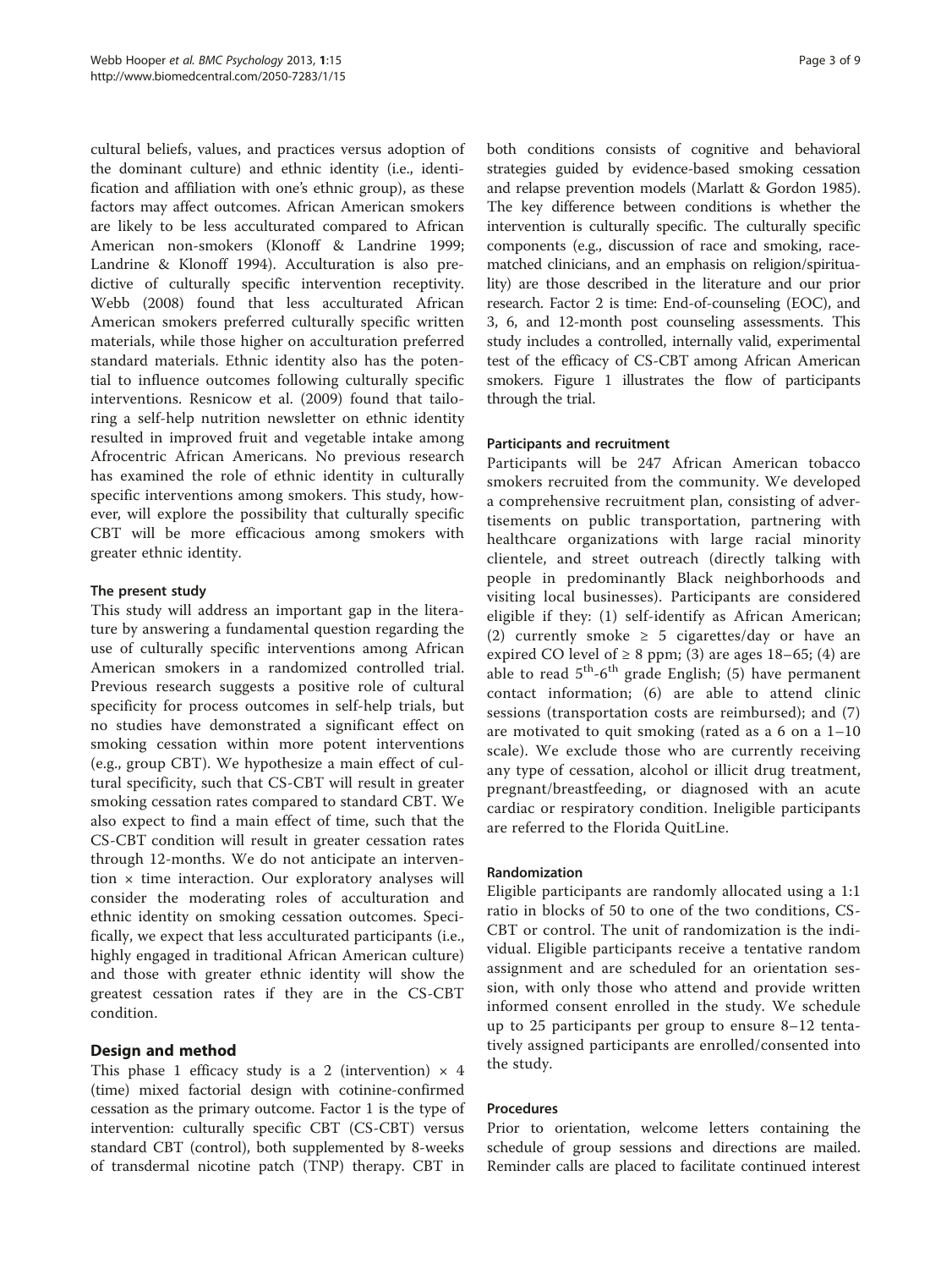cultural beliefs, values, and practices versus adoption of the dominant culture) and ethnic identity (i.e., identification and affiliation with one's ethnic group), as these factors may affect outcomes. African American smokers are likely to be less acculturated compared to African American non-smokers (Klonoff & Landrine 1999; Landrine & Klonoff 1994). Acculturation is also predictive of culturally specific intervention receptivity. Webb (2008) found that less acculturated African American smokers preferred culturally specific written materials, while those higher on acculturation preferred standard materials. Ethnic identity also has the potential to influence outcomes following culturally specific interventions. Resnicow et al. (2009) found that tailoring a self-help nutrition newsletter on ethnic identity resulted in improved fruit and vegetable intake among Afrocentric African Americans. No previous research has examined the role of ethnic identity in culturally specific interventions among smokers. This study, however, will explore the possibility that culturally specific CBT will be more efficacious among smokers with greater ethnic identity.

### The present study

This study will address an important gap in the literature by answering a fundamental question regarding the use of culturally specific interventions among African American smokers in a randomized controlled trial. Previous research suggests a positive role of cultural specificity for process outcomes in self-help trials, but no studies have demonstrated a significant effect on smoking cessation within more potent interventions (e.g., group CBT). We hypothesize a main effect of cultural specificity, such that CS-CBT will result in greater smoking cessation rates compared to standard CBT. We also expect to find a main effect of time, such that the CS-CBT condition will result in greater cessation rates through 12-months. We do not anticipate an intervention × time interaction. Our exploratory analyses will consider the moderating roles of acculturation and ethnic identity on smoking cessation outcomes. Specifically, we expect that less acculturated participants (i.e., highly engaged in traditional African American culture) and those with greater ethnic identity will show the greatest cessation rates if they are in the CS-CBT condition.

## Design and method

This phase 1 efficacy study is a 2 (intervention) × 4 (time) mixed factorial design with cotinine-confirmed cessation as the primary outcome. Factor 1 is the type of intervention: culturally specific CBT (CS-CBT) versus standard CBT (control), both supplemented by 8-weeks of transdermal nicotine patch (TNP) therapy. CBT in both conditions consists of cognitive and behavioral strategies guided by evidence-based smoking cessation and relapse prevention models (Marlatt & Gordon 1985). The key difference between conditions is whether the intervention is culturally specific. The culturally specific components (e.g., discussion of race and smoking, race-matched clinicians, and an emphasis on religion/spirituality) are those described in the literature and our prior research. Factor 2 is time: End-of-counseling (EOC), and 3, 6, and 12-month post counseling assessments. This study includes a controlled, internally valid, experimental test of the efficacy of CS-CBT among African American smokers. Figure 1 illustrates the flow of participants through the trial.

### Participants and recruitment

Participants will be 247 African American tobacco smokers recruited from the community. We developed a comprehensive recruitment plan, consisting of advertisements on public transportation, partnering with healthcare organizations with large racial minority clientele, and street outreach (directly talking with people in predominantly Black neighborhoods and visiting local businesses). Participants are considered eligible if they: (1) self-identify as African American; (2) currently smoke ≥ 5 cigarettes/day or have an expired CO level of ≥ 8 ppm; (3) are ages 18–65; (4) are able to read 5th-6th grade English; (5) have permanent contact information; (6) are able to attend clinic sessions (transportation costs are reimbursed); and (7) are motivated to quit smoking (rated as a 6 on a 1–10 scale). We exclude those who are currently receiving any type of cessation, alcohol or illicit drug treatment, pregnant/breastfeeding, or diagnosed with an acute cardiac or respiratory condition. Ineligible participants are referred to the Florida QuitLine.

### Randomization

Eligible participants are randomly allocated using a 1:1 ratio in blocks of 50 to one of the two conditions, CS-CBT or control. The unit of randomization is the individual. Eligible participants receive a tentative random assignment and are scheduled for an orientation session, with only those who attend and provide written informed consent enrolled in the study. We schedule up to 25 participants per group to ensure 8–12 tentatively assigned participants are enrolled/consented into the study.

### Procedures

Prior to orientation, welcome letters containing the schedule of group sessions and directions are mailed. Reminder calls are placed to facilitate continued interest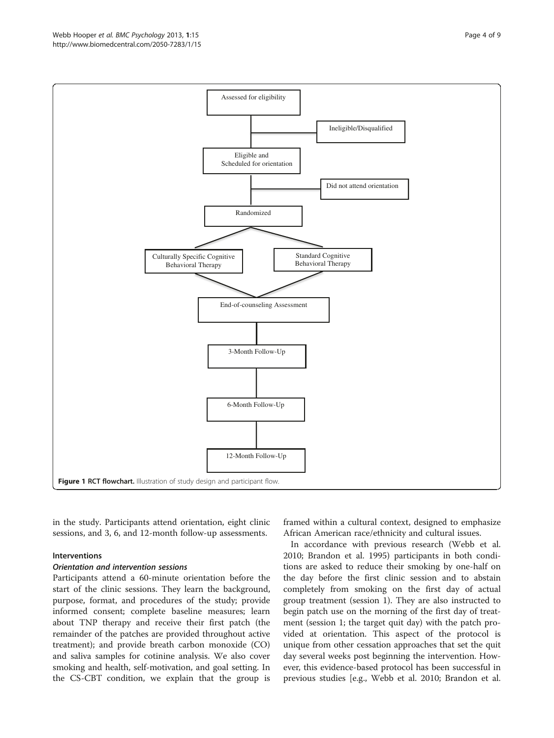Assessed for eligibility

Ineligible/Disqualified

Eligible and Scheduled for orientation

Did not attend orientation

Randomized

Culturally Specific Cognitive Behavioral Therapy

Standard Cognitive Behavioral Therapy

End-of-counseling Assessment

3-Month Follow-Up

6-Month Follow-Up

12-Month Follow-Up

**Figure 1 RCT flowchart.** Illustration of study design and participant flow.

in the study. Participants attend orientation, eight clinic sessions, and 3, 6, and 12-month follow-up assessments.

## Interventions

### *Orientation and intervention sessions*

Participants attend a 60-minute orientation before the start of the clinic sessions. They learn the background, purpose, format, and procedures of the study; provide informed consent; complete baseline measures; learn about TNP therapy and receive their first patch (the remainder of the patches are provided throughout active treatment); and provide breath carbon monoxide (CO) and saliva samples for cotinine analysis. We also cover smoking and health, self-motivation, and goal setting. In the CS-CBT condition, we explain that the group is framed within a cultural context, designed to emphasize African American race/ethnicity and cultural issues.

In accordance with previous research (Webb et al. 2010; Brandon et al. 1995) participants in both conditions are asked to reduce their smoking by one-half on the day before the first clinic session and to abstain completely from smoking on the first day of actual group treatment (session 1). They are also instructed to begin patch use on the morning of the first day of treatment (session 1; the target quit day) with the patch provided at orientation. This aspect of the protocol is unique from other cessation approaches that set the quit day several weeks post beginning the intervention. However, this evidence-based protocol has been successful in previous studies [e.g., Webb et al. 2010; Brandon et al.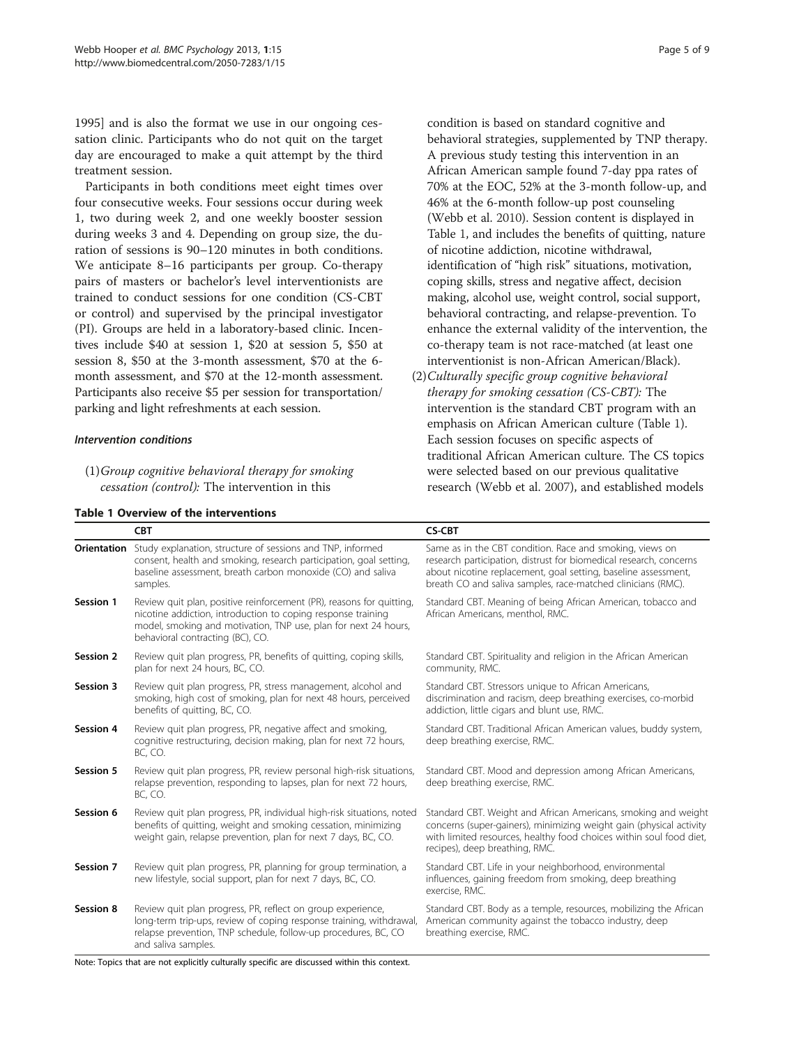1995] and is also the format we use in our ongoing cessation clinic. Participants who do not quit on the target day are encouraged to make a quit attempt by the third treatment session.

Participants in both conditions meet eight times over four consecutive weeks. Four sessions occur during week 1, two during week 2, and one weekly booster session during weeks 3 and 4. Depending on group size, the duration of sessions is 90–120 minutes in both conditions. We anticipate 8–16 participants per group. Co-therapy pairs of masters or bachelor's level interventionists are trained to conduct sessions for one condition (CS-CBT or control) and supervised by the principal investigator (PI). Groups are held in a laboratory-based clinic. Incentives include $40 at session 1, $20 at session 5, $50 at session 8, $50 at the 3-month assessment, $70 at the 6-month assessment, and $70 at the 12-month assessment. Participants also receive $5 per session for transportation/parking and light refreshments at each session.

#### *Intervention conditions*

(1) *Group cognitive behavioral therapy for smoking cessation (control):* The intervention in this condition is based on standard cognitive and behavioral strategies, supplemented by TNP therapy. A previous study testing this intervention in an African American sample found 7-day ppa rates of 70% at the EOC, 52% at the 3-month follow-up, and 46% at the 6-month follow-up post counseling (Webb et al. 2010). Session content is displayed in Table 1, and includes the benefits of quitting, nature of nicotine addiction, nicotine withdrawal, identification of "high risk" situations, motivation, coping skills, stress and negative affect, decision making, alcohol use, weight control, social support, behavioral contracting, and relapse-prevention. To enhance the external validity of the intervention, the co-therapy team is not race-matched (at least one interventionist is non-African American/Black).

(2) *Culturally specific group cognitive behavioral therapy for smoking cessation (CS-CBT):* The intervention is the standard CBT program with an emphasis on African American culture (Table 1). Each session focuses on specific aspects of traditional African American culture. The CS topics were selected based on our previous qualitative research (Webb et al. 2007), and established models

**Table 1 Overview of the interventions**

| | CBT | CS-CBT |
|---|---|---|
| **Orientation** | Study explanation, structure of sessions and TNP, informed consent, health and smoking, research participation, goal setting, baseline assessment, breath carbon monoxide (CO) and saliva samples. | Same as in the CBT condition. Race and smoking, views on research participation, distrust for biomedical research, concerns about nicotine replacement, goal setting, baseline assessment, breath CO and saliva samples, race-matched clinicians (RMC). |
| **Session 1** | Review quit plan, positive reinforcement (PR), reasons for quitting, nicotine addiction, introduction to coping response training model, smoking and motivation, TNP use, plan for next 24 hours, behavioral contracting (BC), CO. | Standard CBT. Meaning of being African American, tobacco and African Americans, menthol, RMC. |
| **Session 2** | Review quit plan progress, PR, benefits of quitting, coping skills, plan for next 24 hours, BC, CO. | Standard CBT. Spirituality and religion in the African American community, RMC. |
| **Session 3** | Review quit plan progress, PR, stress management, alcohol and smoking, high cost of smoking, plan for next 48 hours, perceived benefits of quitting, BC, CO. | Standard CBT. Stressors unique to African Americans, discrimination and racism, deep breathing exercises, co-morbid addiction, little cigars and blunt use, RMC. |
| **Session 4** | Review quit plan progress, PR, negative affect and smoking, cognitive restructuring, decision making, plan for next 72 hours, BC, CO. | Standard CBT. Traditional African American values, buddy system, deep breathing exercise, RMC. |
| **Session 5** | Review quit plan progress, PR, review personal high-risk situations, relapse prevention, responding to lapses, plan for next 72 hours, BC, CO. | Standard CBT. Mood and depression among African Americans, deep breathing exercise, RMC. |
| **Session 6** | Review quit plan progress, PR, individual high-risk situations, noted benefits of quitting, weight and smoking cessation, minimizing weight gain, relapse prevention, plan for next 7 days, BC, CO. | Standard CBT. Weight and African Americans, smoking and weight concerns (super-gainers), minimizing weight gain (physical activity with limited resources, healthy food choices within soul food diet, recipes), deep breathing, RMC. |
| **Session 7** | Review quit plan progress, PR, planning for group termination, a new lifestyle, social support, plan for next 7 days, BC, CO. | Standard CBT. Life in your neighborhood, environmental influences, gaining freedom from smoking, deep breathing exercise, RMC. |
| **Session 8** | Review quit plan progress, PR, reflect on group experience, long-term trip-ups, review of coping response training, withdrawal, relapse prevention, TNP schedule, follow-up procedures, BC, CO and saliva samples. | Standard CBT. Body as a temple, resources, mobilizing the African American community against the tobacco industry, deep breathing exercise, RMC. |

Note: Topics that are not explicitly culturally specific are discussed within this context.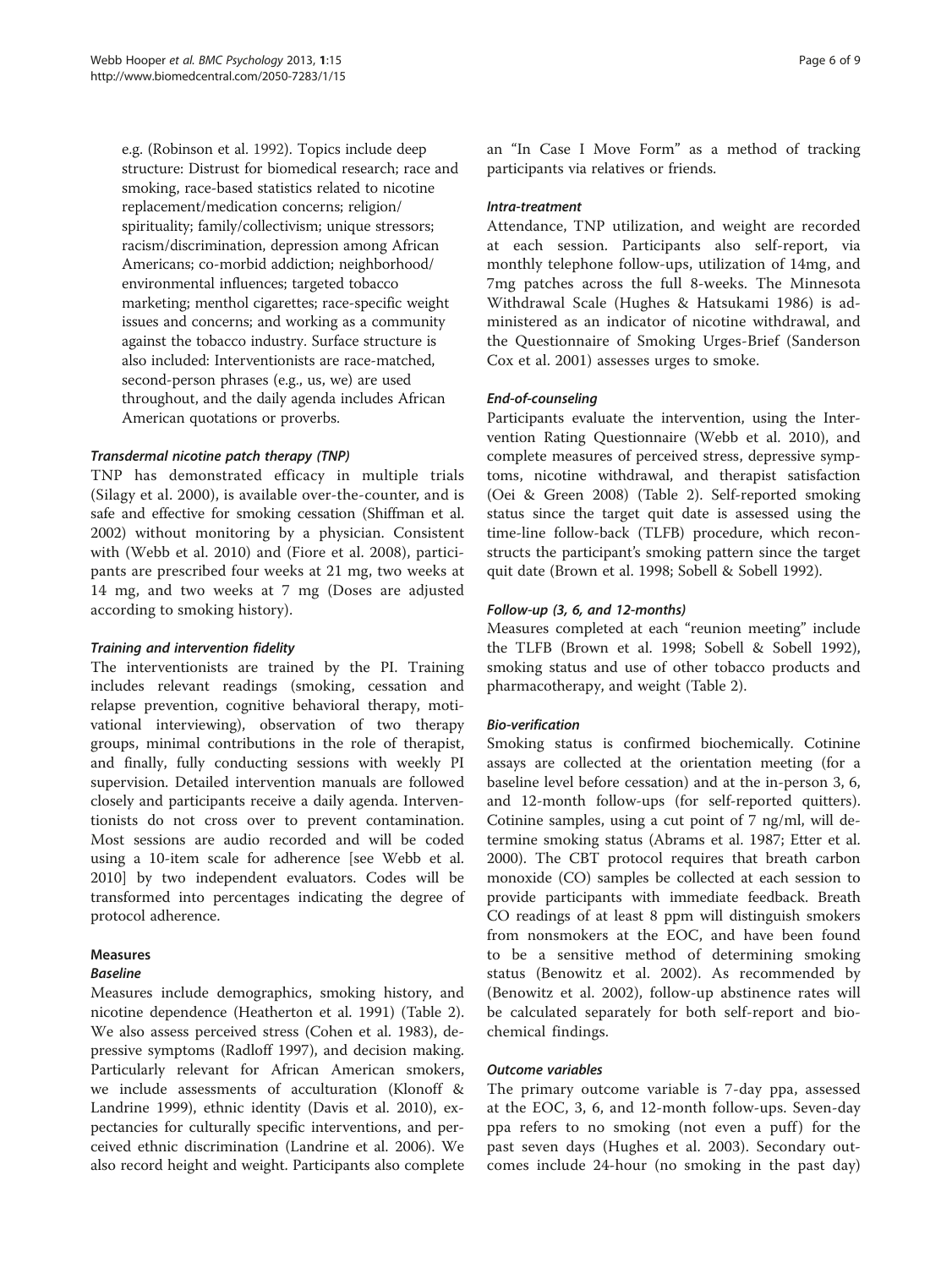e.g. (Robinson et al. 1992). Topics include deep structure: Distrust for biomedical research; race and smoking, race-based statistics related to nicotine replacement/medication concerns; religion/spirituality; family/collectivism; unique stressors; racism/discrimination, depression among African Americans; co-morbid addiction; neighborhood/environmental influences; targeted tobacco marketing; menthol cigarettes; race-specific weight issues and concerns; and working as a community against the tobacco industry. Surface structure is also included: Interventionists are race-matched, second-person phrases (e.g., us, we) are used throughout, and the daily agenda includes African American quotations or proverbs.

#### *Transdermal nicotine patch therapy (TNP)*

TNP has demonstrated efficacy in multiple trials (Silagy et al. 2000), is available over-the-counter, and is safe and effective for smoking cessation (Shiffman et al. 2002) without monitoring by a physician. Consistent with (Webb et al. 2010) and (Fiore et al. 2008), participants are prescribed four weeks at 21 mg, two weeks at 14 mg, and two weeks at 7 mg (Doses are adjusted according to smoking history).

#### *Training and intervention fidelity*

The interventionists are trained by the PI. Training includes relevant readings (smoking, cessation and relapse prevention, cognitive behavioral therapy, motivational interviewing), observation of two therapy groups, minimal contributions in the role of therapist, and finally, fully conducting sessions with weekly PI supervision. Detailed intervention manuals are followed closely and participants receive a daily agenda. Interventionists do not cross over to prevent contamination. Most sessions are audio recorded and will be coded using a 10-item scale for adherence [see Webb et al. 2010] by two independent evaluators. Codes will be transformed into percentages indicating the degree of protocol adherence.

### Measures

#### *Baseline*

Measures include demographics, smoking history, and nicotine dependence (Heatherton et al. 1991) (Table 2). We also assess perceived stress (Cohen et al. 1983), depressive symptoms (Radloff 1997), and decision making. Particularly relevant for African American smokers, we include assessments of acculturation (Klonoff & Landrine 1999), ethnic identity (Davis et al. 2010), expectancies for culturally specific interventions, and perceived ethnic discrimination (Landrine et al. 2006). We also record height and weight. Participants also complete an "In Case I Move Form" as a method of tracking participants via relatives or friends.

#### *Intra-treatment*

Attendance, TNP utilization, and weight are recorded at each session. Participants also self-report, via monthly telephone follow-ups, utilization of 14mg, and 7mg patches across the full 8-weeks. The Minnesota Withdrawal Scale (Hughes & Hatsukami 1986) is administered as an indicator of nicotine withdrawal, and the Questionnaire of Smoking Urges-Brief (Sanderson Cox et al. 2001) assesses urges to smoke.

#### *End-of-counseling*

Participants evaluate the intervention, using the Intervention Rating Questionnaire (Webb et al. 2010), and complete measures of perceived stress, depressive symptoms, nicotine withdrawal, and therapist satisfaction (Oei & Green 2008) (Table 2). Self-reported smoking status since the target quit date is assessed using the time-line follow-back (TLFB) procedure, which reconstructs the participant's smoking pattern since the target quit date (Brown et al. 1998; Sobell & Sobell 1992).

#### *Follow-up (3, 6, and 12-months)*

Measures completed at each "reunion meeting" include the TLFB (Brown et al. 1998; Sobell & Sobell 1992), smoking status and use of other tobacco products and pharmacotherapy, and weight (Table 2).

#### *Bio-verification*

Smoking status is confirmed biochemically. Cotinine assays are collected at the orientation meeting (for a baseline level before cessation) and at the in-person 3, 6, and 12-month follow-ups (for self-reported quitters). Cotinine samples, using a cut point of 7 ng/ml, will determine smoking status (Abrams et al. 1987; Etter et al. 2000). The CBT protocol requires that breath carbon monoxide (CO) samples be collected at each session to provide participants with immediate feedback. Breath CO readings of at least 8 ppm will distinguish smokers from nonsmokers at the EOC, and have been found to be a sensitive method of determining smoking status (Benowitz et al. 2002). As recommended by (Benowitz et al. 2002), follow-up abstinence rates will be calculated separately for both self-report and biochemical findings.

#### *Outcome variables*

The primary outcome variable is 7-day ppa, assessed at the EOC, 3, 6, and 12-month follow-ups. Seven-day ppa refers to no smoking (not even a puff) for the past seven days (Hughes et al. 2003). Secondary outcomes include 24-hour (no smoking in the past day)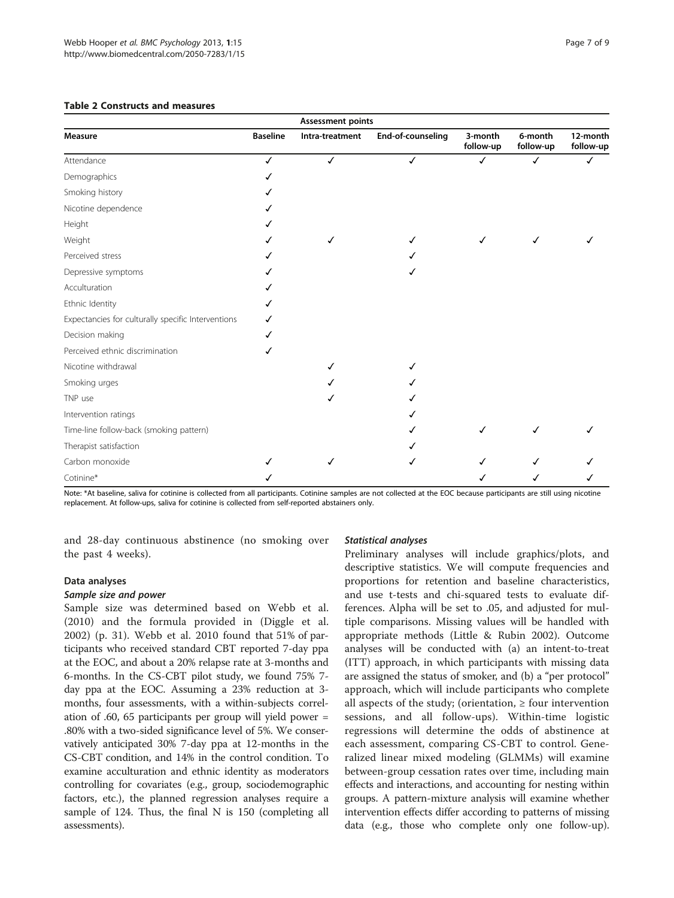**Table 2 Constructs and measures**

| | Assessment points | | | | | |
|---|---|---|---|---|---|---|
| **Measure** | **Baseline** | **Intra-treatment** | **End-of-counseling** | **3-month follow-up** | **6-month follow-up** | **12-month follow-up** |
| Attendance | ✓ | ✓ | ✓ | ✓ | ✓ | ✓ |
| Demographics | ✓ | | | | | |
| Smoking history | ✓ | | | | | |
| Nicotine dependence | ✓ | | | | | |
| Height | ✓ | | | | | |
| Weight | ✓ | ✓ | ✓ | ✓ | ✓ | ✓ |
| Perceived stress | ✓ | | ✓ | | | |
| Depressive symptoms | ✓ | | ✓ | | | |
| Acculturation | ✓ | | | | | |
| Ethnic Identity | ✓ | | | | | |
| Expectancies for culturally specific Interventions | ✓ | | | | | |
| Decision making | ✓ | | | | | |
| Perceived ethnic discrimination | ✓ | | | | | |
| Nicotine withdrawal | | ✓ | ✓ | | | |
| Smoking urges | | ✓ | ✓ | | | |
| TNP use | | ✓ | ✓ | | | |
| Intervention ratings | | | ✓ | | | |
| Time-line follow-back (smoking pattern) | | | ✓ | ✓ | ✓ | ✓ |
| Therapist satisfaction | | | ✓ | | | |
| Carbon monoxide | ✓ | ✓ | ✓ | ✓ | ✓ | ✓ |
| Cotinine* | ✓ | | | ✓ | ✓ | ✓ |

Note: *At baseline, saliva for cotinine is collected from all participants. Cotinine samples are not collected at the EOC because participants are still using nicotine replacement. At follow-ups, saliva for cotinine is collected from self-reported abstainers only.

and 28-day continuous abstinence (no smoking over the past 4 weeks).

### Data analyses

#### *Sample size and power*

Sample size was determined based on Webb et al. (2010) and the formula provided in (Diggle et al. 2002) (p. 31). Webb et al. 2010 found that 51% of participants who received standard CBT reported 7-day ppa at the EOC, and about a 20% relapse rate at 3-months and 6-months. In the CS-CBT pilot study, we found 75% 7-day ppa at the EOC. Assuming a 23% reduction at 3-months, four assessments, with a within-subjects correlation of .60, 65 participants per group will yield power = .80% with a two-sided significance level of 5%. We conservatively anticipated 30% 7-day ppa at 12-months in the CS-CBT condition, and 14% in the control condition. To examine acculturation and ethnic identity as moderators controlling for covariates (e.g., group, sociodemographic factors, etc.), the planned regression analyses require a sample of 124. Thus, the final N is 150 (completing all assessments).

#### *Statistical analyses*

Preliminary analyses will include graphics/plots, and descriptive statistics. We will compute frequencies and proportions for retention and baseline characteristics, and use t-tests and chi-squared tests to evaluate differences. Alpha will be set to .05, and adjusted for multiple comparisons. Missing values will be handled with appropriate methods (Little & Rubin 2002). Outcome analyses will be conducted with (a) an intent-to-treat (ITT) approach, in which participants with missing data are assigned the status of smoker, and (b) a "per protocol" approach, which will include participants who complete all aspects of the study; (orientation, ≥ four intervention sessions, and all follow-ups). Within-time logistic regressions will determine the odds of abstinence at each assessment, comparing CS-CBT to control. Generalized linear mixed modeling (GLMMs) will examine between-group cessation rates over time, including main effects and interactions, and accounting for nesting within groups. A pattern-mixture analysis will examine whether intervention effects differ according to patterns of missing data (e.g., those who complete only one follow-up).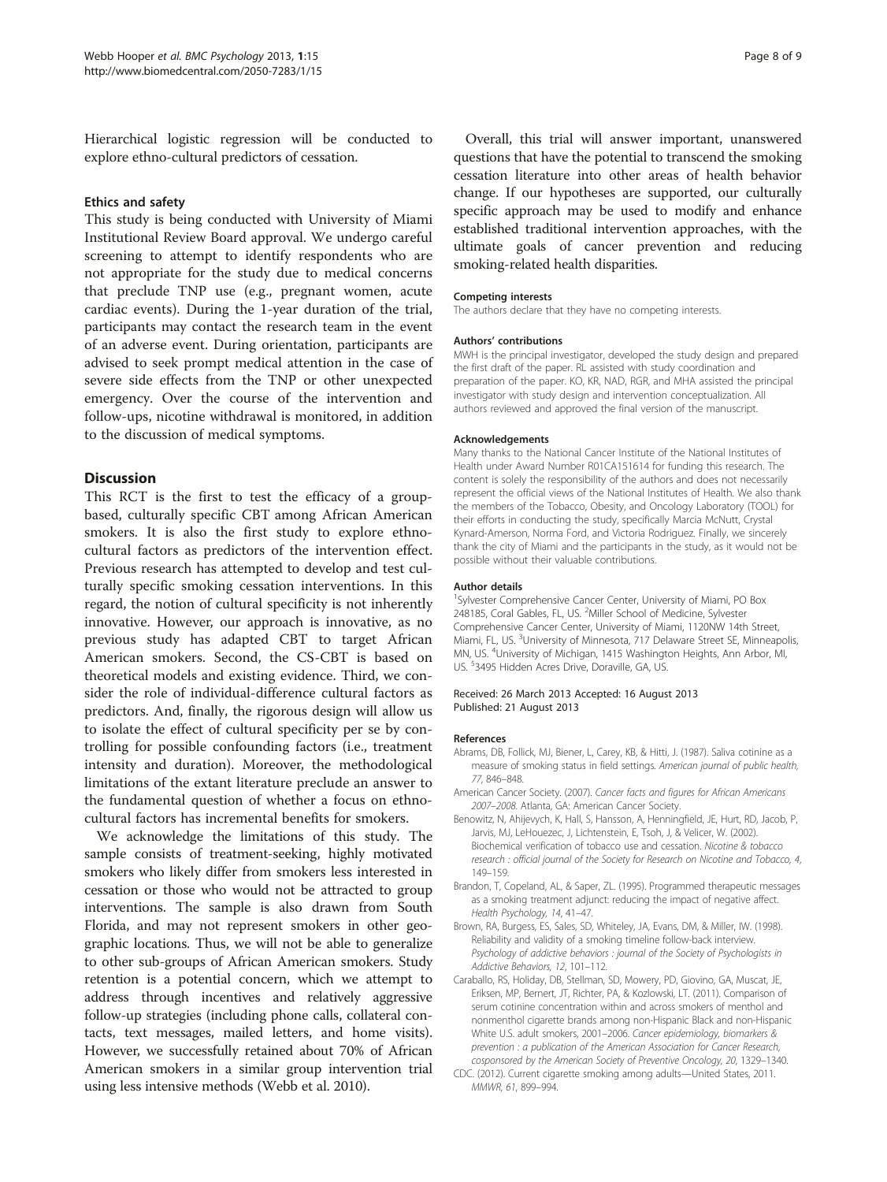Hierarchical logistic regression will be conducted to explore ethno-cultural predictors of cessation.

#### Ethics and safety

This study is being conducted with University of Miami Institutional Review Board approval. We undergo careful screening to attempt to identify respondents who are not appropriate for the study due to medical concerns that preclude TNP use (e.g., pregnant women, acute cardiac events). During the 1-year duration of the trial, participants may contact the research team in the event of an adverse event. During orientation, participants are advised to seek prompt medical attention in the case of severe side effects from the TNP or other unexpected emergency. Over the course of the intervention and follow-ups, nicotine withdrawal is monitored, in addition to the discussion of medical symptoms.

## Discussion

This RCT is the first to test the efficacy of a group-based, culturally specific CBT among African American smokers. It is also the first study to explore ethno-cultural factors as predictors of the intervention effect. Previous research has attempted to develop and test culturally specific smoking cessation interventions. In this regard, the notion of cultural specificity is not inherently innovative. However, our approach is innovative, as no previous study has adapted CBT to target African American smokers. Second, the CS-CBT is based on theoretical models and existing evidence. Third, we consider the role of individual-difference cultural factors as predictors. And, finally, the rigorous design will allow us to isolate the effect of cultural specificity per se by controlling for possible confounding factors (i.e., treatment intensity and duration). Moreover, the methodological limitations of the extant literature preclude an answer to the fundamental question of whether a focus on ethno-cultural factors has incremental benefits for smokers.

We acknowledge the limitations of this study. The sample consists of treatment-seeking, highly motivated smokers who likely differ from smokers less interested in cessation or those who would not be attracted to group interventions. The sample is also drawn from South Florida, and may not represent smokers in other geographic locations. Thus, we will not be able to generalize to other sub-groups of African American smokers. Study retention is a potential concern, which we attempt to address through incentives and relatively aggressive follow-up strategies (including phone calls, collateral contacts, text messages, mailed letters, and home visits). However, we successfully retained about 70% of African American smokers in a similar group intervention trial using less intensive methods (Webb et al. 2010).

Overall, this trial will answer important, unanswered questions that have the potential to transcend the smoking cessation literature into other areas of health behavior change. If our hypotheses are supported, our culturally specific approach may be used to modify and enhance established traditional intervention approaches, with the ultimate goals of cancer prevention and reducing smoking-related health disparities.

#### Competing interests

The authors declare that they have no competing interests.

#### Authors' contributions

MWH is the principal investigator, developed the study design and prepared the first draft of the paper. RL assisted with study coordination and preparation of the paper. KO, KR, NAD, RGR, and MHA assisted the principal investigator with study design and intervention conceptualization. All authors reviewed and approved the final version of the manuscript.

#### Acknowledgements

Many thanks to the National Cancer Institute of the National Institutes of Health under Award Number R01CA151614 for funding this research. The content is solely the responsibility of the authors and does not necessarily represent the official views of the National Institutes of Health. We also thank the members of the Tobacco, Obesity, and Oncology Laboratory (TOOL) for their efforts in conducting the study, specifically Marcia McNutt, Crystal Kynard-Amerson, Norma Ford, and Victoria Rodriguez. Finally, we sincerely thank the city of Miami and the participants in the study, as it would not be possible without their valuable contributions.

#### Author details

[1]Sylvester Comprehensive Cancer Center, University of Miami, PO Box 248185, Coral Gables, FL, US. [2]Miller School of Medicine, Sylvester Comprehensive Cancer Center, University of Miami, 1120NW 14th Street, Miami, FL, US. [3]University of Minnesota, 717 Delaware Street SE, Minneapolis, MN, US. [4]University of Michigan, 1415 Washington Heights, Ann Arbor, MI, US. [5]3495 Hidden Acres Drive, Doraville, GA, US.

Received: 26 March 2013 Accepted: 16 August 2013
Published: 21 August 2013

#### References

Abrams, DB, Follick, MJ, Biener, L, Carey, KB, & Hitti, J. (1987). Saliva cotinine as a measure of smoking status in field settings. *American journal of public health, 77*, 846–848.

American Cancer Society. (2007). *Cancer facts and figures for African Americans 2007–2008*. Atlanta, GA: American Cancer Society.

Benowitz, N, Ahijevych, K, Hall, S, Hansson, A, Henningfield, JE, Hurt, RD, Jacob, P, Jarvis, MJ, LeHouezec, J, Lichtenstein, E, Tsoh, J, & Velicer, W. (2002). Biochemical verification of tobacco use and cessation. *Nicotine & tobacco research : official journal of the Society for Research on Nicotine and Tobacco, 4*, 149–159.

Brandon, T, Copeland, AL, & Saper, ZL. (1995). Programmed therapeutic messages as a smoking treatment adjunct: reducing the impact of negative affect. *Health Psychology, 14*, 41–47.

Brown, RA, Burgess, ES, Sales, SD, Whiteley, JA, Evans, DM, & Miller, IW. (1998). Reliability and validity of a smoking timeline follow-back interview. *Psychology of addictive behaviors : journal of the Society of Psychologists in Addictive Behaviors, 12*, 101–112.

Caraballo, RS, Holiday, DB, Stellman, SD, Mowery, PD, Giovino, GA, Muscat, JE, Eriksen, MP, Bernert, JT, Richter, PA, & Kozlowski, LT. (2011). Comparison of serum cotinine concentration within and across smokers of menthol and nonmenthol cigarette brands among non-Hispanic Black and non-Hispanic White U.S. adult smokers, 2001–2006. *Cancer epidemiology, biomarkers & prevention : a publication of the American Association for Cancer Research, cosponsored by the American Society of Preventive Oncology, 20*, 1329–1340.

CDC. (2012). Current cigarette smoking among adults—United States, 2011. *MMWR, 61*, 899–994.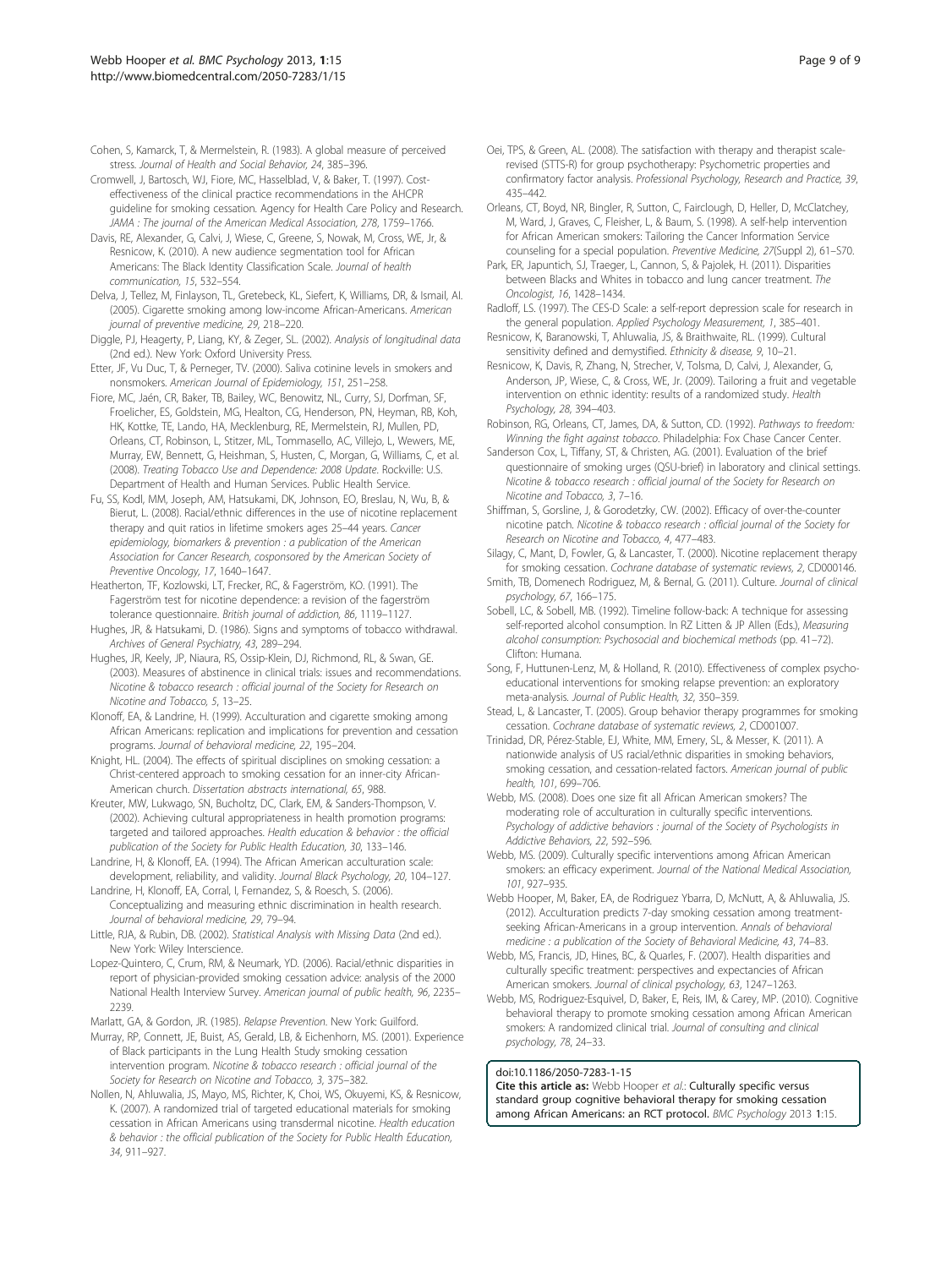Cohen, S, Kamarck, T, & Mermelstein, R. (1983). A global measure of perceived stress. *Journal of Health and Social Behavior, 24*, 385–396.

Cromwell, J, Bartosch, WJ, Fiore, MC, Hasselblad, V, & Baker, T. (1997). Cost-effectiveness of the clinical practice recommendations in the AHCPR guideline for smoking cessation. Agency for Health Care Policy and Research. *JAMA : The journal of the American Medical Association, 278*, 1759–1766.

Davis, RE, Alexander, G, Calvi, J, Wiese, C, Greene, S, Nowak, M, Cross, WE, Jr, & Resnicow, K. (2010). A new audience segmentation tool for African Americans: The Black Identity Classification Scale. *Journal of health communication, 15*, 532–554.

Delva, J, Tellez, M, Finlayson, TL, Gretebeck, KL, Siefert, K, Williams, DR, & Ismail, AI. (2005). Cigarette smoking among low-income African-Americans. *American journal of preventive medicine, 29*, 218–220.

Diggle, PJ, Heagerty, P, Liang, KY, & Zeger, SL. (2002). *Analysis of longitudinal data* (2nd ed.). New York: Oxford University Press.

Etter, JF, Vu Duc, T, & Perneger, TV. (2000). Saliva cotinine levels in smokers and nonsmokers. *American Journal of Epidemiology, 151*, 251–258.

Fiore, MC, Jaén, CR, Baker, TB, Bailey, WC, Benowitz, NL, Curry, SJ, Dorfman, SF, Froelicher, ES, Goldstein, MG, Healton, CG, Henderson, PN, Heyman, RB, Koh, HK, Kottke, TE, Lando, HA, Mecklenburg, RE, Mermelstein, RJ, Mullen, PD, Orleans, CT, Robinson, L, Stitzer, ML, Tommasello, AC, Villejo, L, Wewers, ME, Murray, EW, Bennett, G, Heishman, S, Husten, C, Morgan, G, Williams, C, et al. (2008). *Treating Tobacco Use and Dependence: 2008 Update*. Rockville: U.S. Department of Health and Human Services. Public Health Service.

Fu, SS, Kodl, MM, Joseph, AM, Hatsukami, DK, Johnson, EO, Breslau, N, Wu, B, & Bierut, L. (2008). Racial/ethnic differences in the use of nicotine replacement therapy and quit ratios in lifetime smokers ages 25–44 years. *Cancer epidemiology, biomarkers & prevention : a publication of the American Association for Cancer Research, cosponsored by the American Society of Preventive Oncology, 17*, 1640–1647.

Heatherton, TF, Kozlowski, LT, Frecker, RC, & Fagerström, KO. (1991). The Fagerström test for nicotine dependence: a revision of the fagerström tolerance questionnaire. *British journal of addiction, 86*, 1119–1127.

Hughes, JR, & Hatsukami, D. (1986). Signs and symptoms of tobacco withdrawal. *Archives of General Psychiatry, 43*, 289–294.

Hughes, JR, Keely, JP, Niaura, RS, Ossip-Klein, DJ, Richmond, RL, & Swan, GE. (2003). Measures of abstinence in clinical trials: issues and recommendations. *Nicotine & tobacco research : official journal of the Society for Research on Nicotine and Tobacco, 5*, 13–25.

Klonoff, EA, & Landrine, H. (1999). Acculturation and cigarette smoking among African Americans: replication and implications for prevention and cessation programs. *Journal of behavioral medicine, 22*, 195–204.

Knight, HL. (2004). The effects of spiritual disciplines on smoking cessation: a Christ-centered approach to smoking cessation for an inner-city African-American church. *Dissertation abstracts international, 65*, 988.

Kreuter, MW, Lukwago, SN, Bucholtz, DC, Clark, EM, & Sanders-Thompson, V. (2002). Achieving cultural appropriateness in health promotion programs: targeted and tailored approaches. *Health education & behavior : the official publication of the Society for Public Health Education, 30*, 133–146.

Landrine, H, & Klonoff, EA. (1994). The African American acculturation scale: development, reliability, and validity. *Journal Black Psychology, 20*, 104–127.

Landrine, H, Klonoff, EA, Corral, I, Fernandez, S, & Roesch, S. (2006). Conceptualizing and measuring ethnic discrimination in health research. *Journal of behavioral medicine, 29*, 79–94.

Little, RJA, & Rubin, DB. (2002). *Statistical Analysis with Missing Data* (2nd ed.). New York: Wiley Interscience.

Lopez-Quintero, C, Crum, RM, & Neumark, YD. (2006). Racial/ethnic disparities in report of physician-provided smoking cessation advice: analysis of the 2000 National Health Interview Survey. *American journal of public health, 96*, 2235–2239.

Marlatt, GA, & Gordon, JR. (1985). *Relapse Prevention*. New York: Guilford.

Murray, RP, Connett, JE, Buist, AS, Gerald, LB, & Eichenhorn, MS. (2001). Experience of Black participants in the Lung Health Study smoking cessation intervention program. *Nicotine & tobacco research : official journal of the Society for Research on Nicotine and Tobacco, 3*, 375–382.

Nollen, N, Ahluwalia, JS, Mayo, MS, Richter, K, Choi, WS, Okuyemi, KS, & Resnicow, K. (2007). A randomized trial of targeted educational materials for smoking cessation in African Americans using transdermal nicotine. *Health education & behavior : the official publication of the Society for Public Health Education, 34*, 911–927.

Oei, TPS, & Green, AL. (2008). The satisfaction with therapy and therapist scale-revised (STTS-R) for group psychotherapy: Psychometric properties and confirmatory factor analysis. *Professional Psychology, Research and Practice, 39*, 435–442.

Orleans, CT, Boyd, NR, Bingler, R, Sutton, C, Fairclough, D, Heller, D, McClatchey, M, Ward, J, Graves, C, Fleisher, L, & Baum, S. (1998). A self-help intervention for African American smokers: Tailoring the Cancer Information Service counseling for a special population. *Preventive Medicine, 27*(Suppl 2), 61–S70.

Park, ER, Japuntich, SJ, Traeger, L, Cannon, S, & Pajolek, H. (2011). Disparities between Blacks and Whites in tobacco and lung cancer treatment. *The Oncologist, 16*, 1428–1434.

Radloff, LS. (1997). The CES-D Scale: a self-report depression scale for research in the general population. *Applied Psychology Measurement, 1*, 385–401.

Resnicow, K, Baranowski, T, Ahluwalia, JS, & Braithwaite, RL. (1999). Cultural sensitivity defined and demystified. *Ethnicity & disease, 9*, 10–21.

Resnicow, K, Davis, R, Zhang, N, Strecher, V, Tolsma, D, Calvi, J, Alexander, G, Anderson, JP, Wiese, C, & Cross, WE, Jr. (2009). Tailoring a fruit and vegetable intervention on ethnic identity: results of a randomized study. *Health Psychology, 28*, 394–403.

Robinson, RG, Orleans, CT, James, DA, & Sutton, CD. (1992). *Pathways to freedom: Winning the fight against tobacco*. Philadelphia: Fox Chase Cancer Center.

Sanderson Cox, L, Tiffany, ST, & Christen, AG. (2001). Evaluation of the brief questionnaire of smoking urges (QSU-brief) in laboratory and clinical settings. *Nicotine & tobacco research : official journal of the Society for Research on Nicotine and Tobacco, 3*, 7–16.

Shiffman, S, Gorsline, J, & Gorodetzky, CW. (2002). Efficacy of over-the-counter nicotine patch. *Nicotine & tobacco research : official journal of the Society for Research on Nicotine and Tobacco, 4*, 477–483.

Silagy, C, Mant, D, Fowler, G, & Lancaster, T. (2000). Nicotine replacement therapy for smoking cessation. *Cochrane database of systematic reviews, 2*, CD000146.

Smith, TB, Domenech Rodriguez, M, & Bernal, G. (2011). Culture. *Journal of clinical psychology, 67*, 166–175.

Sobell, LC, & Sobell, MB. (1992). Timeline follow-back: A technique for assessing self-reported alcohol consumption. In RZ Litten & JP Allen (Eds.), *Measuring alcohol consumption: Psychosocial and biochemical methods* (pp. 41–72). Clifton: Humana.

Song, F, Huttunen-Lenz, M, & Holland, R. (2010). Effectiveness of complex psycho-educational interventions for smoking relapse prevention: an exploratory meta-analysis. *Journal of Public Health, 32*, 350–359.

Stead, L, & Lancaster, T. (2005). Group behavior therapy programmes for smoking cessation. *Cochrane database of systematic reviews, 2*, CD001007.

Trinidad, DR, Pérez-Stable, EJ, White, MM, Emery, SL, & Messer, K. (2011). A nationwide analysis of US racial/ethnic disparities in smoking behaviors, smoking cessation, and cessation-related factors. *American journal of public health, 101*, 699–706.

Webb, MS. (2008). Does one size fit all African American smokers? The moderating role of acculturation in culturally specific interventions. *Psychology of addictive behaviors : journal of the Society of Psychologists in Addictive Behaviors, 22*, 592–596.

Webb, MS. (2009). Culturally specific interventions among African American smokers: an efficacy experiment. *Journal of the National Medical Association, 101*, 927–935.

Webb Hooper, M, Baker, EA, de Rodriguez Ybarra, D, McNutt, A, & Ahluwalia, JS. (2012). Acculturation predicts 7-day smoking cessation among treatment-seeking African-Americans in a group intervention. *Annals of behavioral medicine : a publication of the Society of Behavioral Medicine, 43*, 74–83.

Webb, MS, Francis, JD, Hines, BC, & Quarles, F. (2007). Health disparities and culturally specific treatment: perspectives and expectancies of African American smokers. *Journal of clinical psychology, 63*, 1247–1263.

Webb, MS, Rodriguez-Esquivel, D, Baker, E, Reis, IM, & Carey, MP. (2010). Cognitive behavioral therapy to promote smoking cessation among African American smokers: A randomized clinical trial. *Journal of consulting and clinical psychology, 78*, 24–33.

doi:10.1186/2050-7283-1-15

**Cite this article as:** Webb Hooper *et al.*: Culturally specific versus standard group cognitive behavioral therapy for smoking cessation among African Americans: an RCT protocol. *BMC Psychology* 2013 **1**:15.